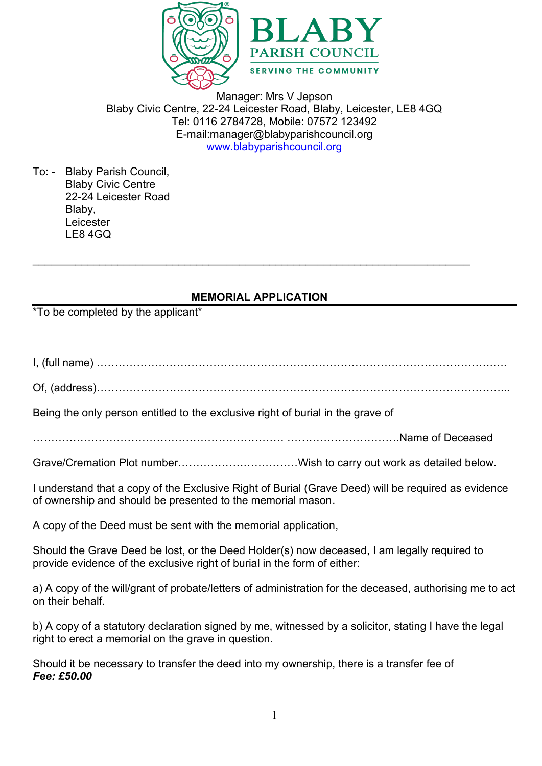# BLABY
## PARISH COUNCIL
SERVING THE COMMUNITY

Manager: Mrs V Jepson
Blaby Civic Centre, 22-24 Leicester Road, Blaby, Leicester, LE8 4GQ
Tel: 0116 2784728, Mobile: 07572 123492
E-mail:manager@blabyparishcouncil.org
www.blabyparishcouncil.org

To: - Blaby Parish Council,
Blaby Civic Centre
22-24 Leicester Road
Blaby,
Leicester
LE8 4GQ

---

## MEMORIAL APPLICATION

*To be completed by the applicant*

I, (full name) ……………………………………………………………………………………………….

Of, (address)………………………………………………………………………………………………...

Being the only person entitled to the exclusive right of burial in the grave of

……………………………………………………………. ………………………….Name of Deceased

Grave/Cremation Plot number……………………………Wish to carry out work as detailed below.

I understand that a copy of the Exclusive Right of Burial (Grave Deed) will be required as evidence of ownership and should be presented to the memorial mason.

A copy of the Deed must be sent with the memorial application,

Should the Grave Deed be lost, or the Deed Holder(s) now deceased, I am legally required to provide evidence of the exclusive right of burial in the form of either:

a) A copy of the will/grant of probate/letters of administration for the deceased, authorising me to act on their behalf.

b) A copy of a statutory declaration signed by me, witnessed by a solicitor, stating I have the legal right to erect a memorial on the grave in question.

Should it be necessary to transfer the deed into my ownership, there is a transfer fee of
***Fee: £50.00***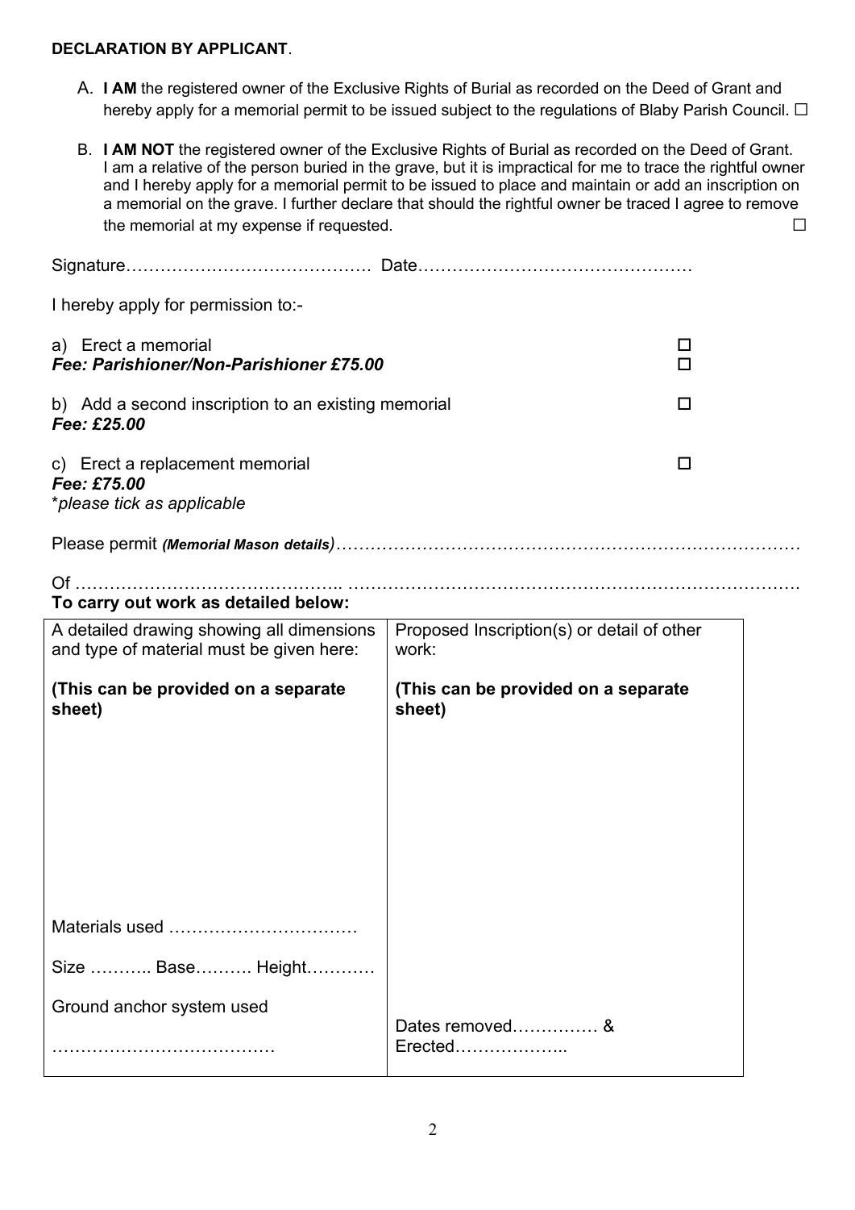**DECLARATION BY APPLICANT**.

A. **I AM** the registered owner of the Exclusive Rights of Burial as recorded on the Deed of Grant and hereby apply for a memorial permit to be issued subject to the regulations of Blaby Parish Council. ☐

B. **I AM NOT** the registered owner of the Exclusive Rights of Burial as recorded on the Deed of Grant. I am a relative of the person buried in the grave, but it is impractical for me to trace the rightful owner and I hereby apply for a memorial permit to be issued to place and maintain or add an inscription on a memorial on the grave. I further declare that should the rightful owner be traced I agree to remove the memorial at my expense if requested. ☐

Signature…………………………………… Date…………………………………………

I hereby apply for permission to:-

a) Erect a memorial ☐
***Fee: Parishioner/Non-Parishioner £75.00*** ☐

b) Add a second inscription to an existing memorial ☐
***Fee: £25.00***

c) Erect a replacement memorial ☐
***Fee: £75.00***
*\*please tick as applicable*

Please permit ***(Memorial Mason details)***………………………………………………………………………

Of …………………………………….. ……………………………………………………………………

**To carry out work as detailed below:**

| A detailed drawing showing all dimensions and type of material must be given here: | Proposed Inscription(s) or detail of other work: |
|---|---|
| **(This can be provided on a separate sheet)** | **(This can be provided on a separate sheet)** |
| Materials used …………………………… | |
| Size ……….. Base………. Height………… | |
| Ground anchor system used ………………………………… | Dates removed…………… & Erected……………….. |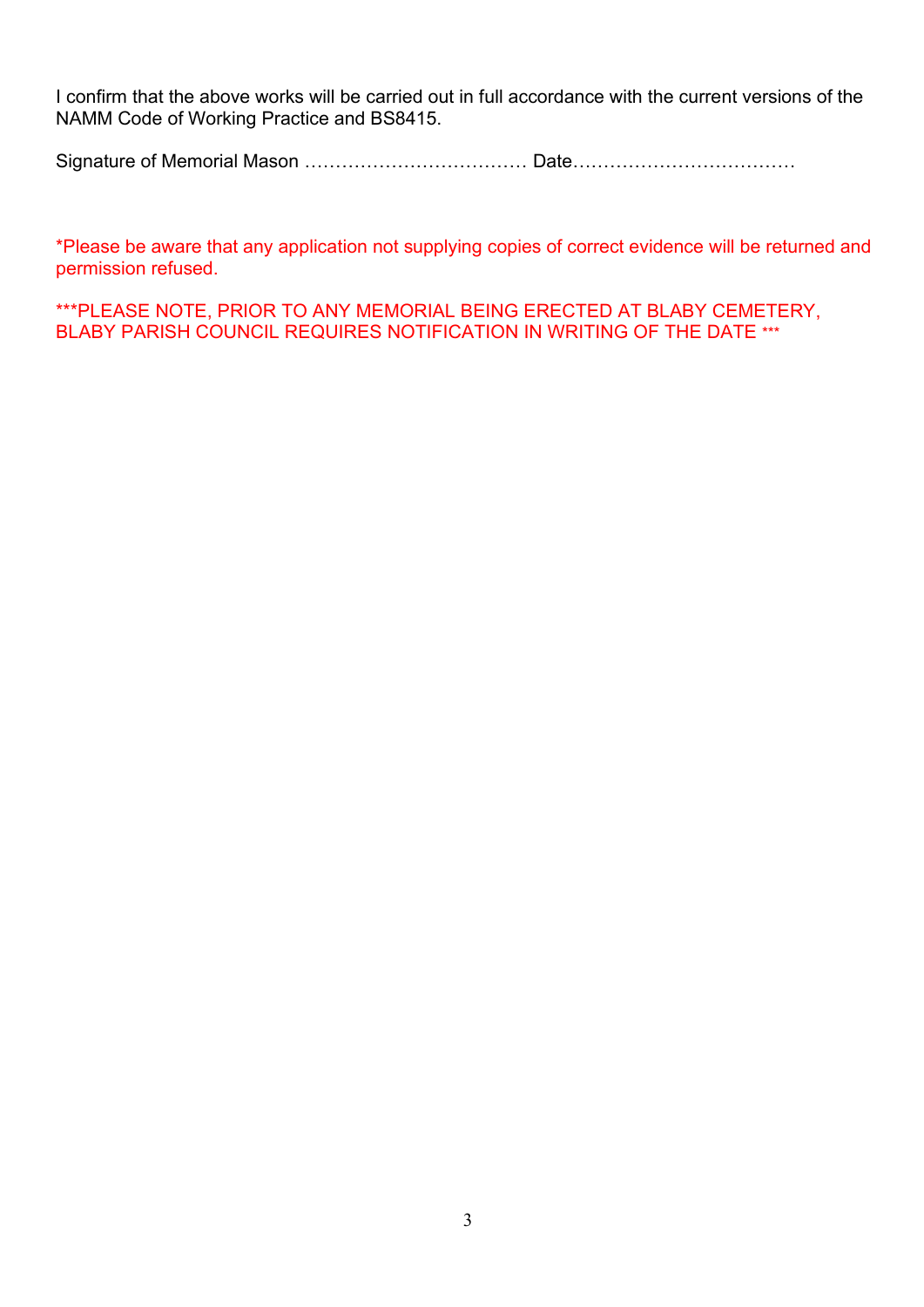I confirm that the above works will be carried out in full accordance with the current versions of the NAMM Code of Working Practice and BS8415.

Signature of Memorial Mason ……………………………… Date………………………………

*Please be aware that any application not supplying copies of correct evidence will be returned and permission refused.

***PLEASE NOTE, PRIOR TO ANY MEMORIAL BEING ERECTED AT BLABY CEMETERY, BLABY PARISH COUNCIL REQUIRES NOTIFICATION IN WRITING OF THE DATE ***